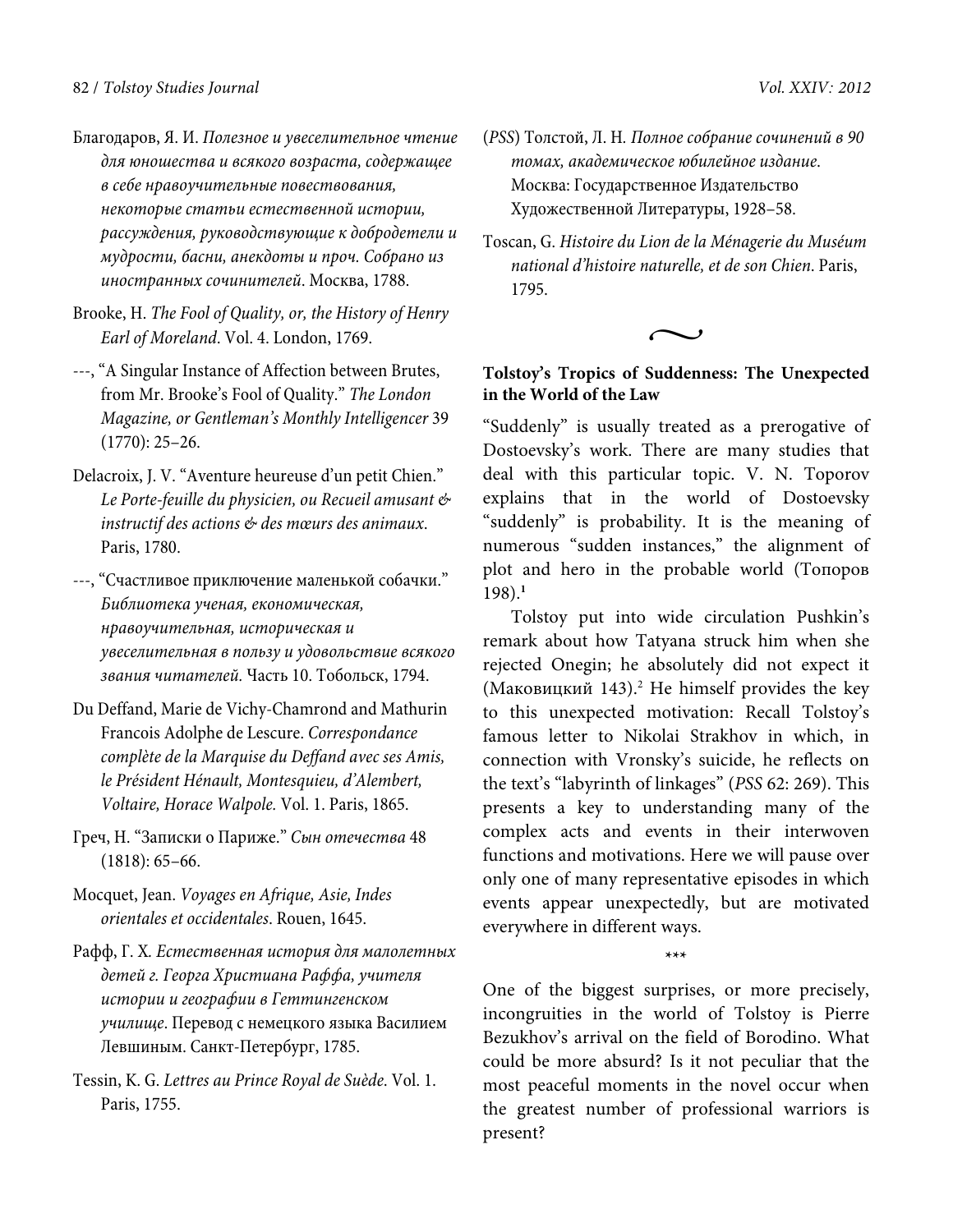Благодаров, Я. И. *Полезное и увеселительное чтение для юношества и всякого возраста, содержащее в себе нравоучительные повествования, некоторые статьи естественной истории, рассуждения, руководствующие к добродетели и мудрости, басни, анекдоты и проч. Собрано из иностранных сочинителей*. Москва, 1788.

Brooke, H. *The Fool of Quality, or, the History of Henry Earl of Moreland*. Vol. 4. London, 1769.

---, "A Singular Instance of Affection between Brutes, from Mr. Brooke's Fool of Quality." *The London Magazine, or Gentleman's Monthly Intelligencer* 39 (1770): 25–26.

Delacroix, J. V. "Aventure heureuse d'un petit Chien." *Le Porte-feuille du physicien, ou Recueil amusant & instructif des actions & des mœurs des animaux*. Paris, 1780.

---, "Счастливое приключение маленькой собачки." *Библиотека ученая, економическая, нравоучительная, историческая и увеселительная в пользу и удовольствие всякого звания читателей*. Часть 10. Тобольск, 1794.

Du Deffand, Marie de Vichy-Chamrond and Mathurin Francois Adolphe de Lescure. *Correspondance complète de la Marquise du Deffand avec ses Amis, le Président Hénault, Montesquieu, d'Alembert, Voltaire, Horace Walpole*. Vol. 1. Paris, 1865.

Греч, Н. "Записки о Париже." *Сын отечества* 48 (1818): 65–66.

Mocquet, Jean. *Voyages en Afrique, Asie, Indes orientales et occidentales*. Rouen, 1645.

Рафф, Г. Х. *Естественная история для малолетных детей г. Георга Христиана Раффа, учителя истории и географии в Геттингенском училище*. Перевод с немецкого языка Василием Левшиным. Санкт-Петербург, 1785.

Tessin, K. G. *Lettres au Prince Royal de Suède*. Vol. 1. Paris, 1755.

(*PSS*) Толстой, Л. Н. *Полное собрание сочинений в 90 томах, академическое юбилейное издание*. Москва: Государственное Издательство Художественной Литературы, 1928–58.

Toscan, G. *Histoire du Lion de la Ménagerie du Muséum national d'histoire naturelle, et de son Chien*. Paris, 1795.

~

**Tolstoy's Tropics of Suddenness: The Unexpected in the World of the Law**

"Suddenly" is usually treated as a prerogative of Dostoevsky's work. There are many studies that deal with this particular topic. V. N. Toporov explains that in the world of Dostoevsky "suddenly" is probability. It is the meaning of numerous "sudden instances," the alignment of plot and hero in the probable world (Топоров 198).[1]

Tolstoy put into wide circulation Pushkin's remark about how Tatyana struck him when she rejected Onegin; he absolutely did not expect it (Маковицкий 143).[2] He himself provides the key to this unexpected motivation: Recall Tolstoy's famous letter to Nikolai Strakhov in which, in connection with Vronsky's suicide, he reflects on the text's "labyrinth of linkages" (*PSS* 62: 269). This presents a key to understanding many of the complex acts and events in their interwoven functions and motivations. Here we will pause over only one of many representative episodes in which events appear unexpectedly, but are motivated everywhere in different ways.

\*\*\*

One of the biggest surprises, or more precisely, incongruities in the world of Tolstoy is Pierre Bezukhov's arrival on the field of Borodino. What could be more absurd? Is it not peculiar that the most peaceful moments in the novel occur when the greatest number of professional warriors is present?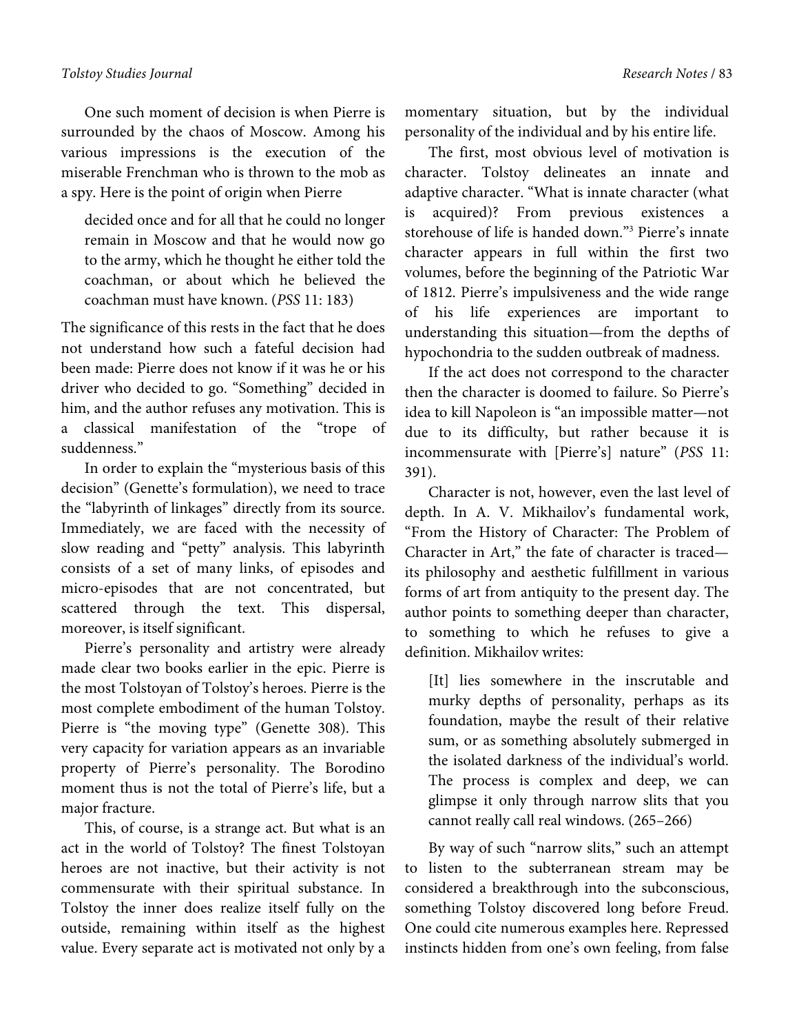One such moment of decision is when Pierre is surrounded by the chaos of Moscow. Among his various impressions is the execution of the miserable Frenchman who is thrown to the mob as a spy. Here is the point of origin when Pierre

> decided once and for all that he could no longer remain in Moscow and that he would now go to the army, which he thought he either told the coachman, or about which he believed the coachman must have known. (*PSS* 11: 183)

The significance of this rests in the fact that he does not understand how such a fateful decision had been made: Pierre does not know if it was he or his driver who decided to go. "Something" decided in him, and the author refuses any motivation. This is a classical manifestation of the "trope of suddenness."

In order to explain the "mysterious basis of this decision" (Genette's formulation), we need to trace the "labyrinth of linkages" directly from its source. Immediately, we are faced with the necessity of slow reading and "petty" analysis. This labyrinth consists of a set of many links, of episodes and micro-episodes that are not concentrated, but scattered through the text. This dispersal, moreover, is itself significant.

Pierre's personality and artistry were already made clear two books earlier in the epic. Pierre is the most Tolstoyan of Tolstoy's heroes. Pierre is the most complete embodiment of the human Tolstoy. Pierre is "the moving type" (Genette 308). This very capacity for variation appears as an invariable property of Pierre's personality. The Borodino moment thus is not the total of Pierre's life, but a major fracture.

This, of course, is a strange act. But what is an act in the world of Tolstoy? The finest Tolstoyan heroes are not inactive, but their activity is not commensurate with their spiritual substance. In Tolstoy the inner does realize itself fully on the outside, remaining within itself as the highest value. Every separate act is motivated not only by a momentary situation, but by the individual personality of the individual and by his entire life.

The first, most obvious level of motivation is character. Tolstoy delineates an innate and adaptive character. "What is innate character (what is acquired)? From previous existences a storehouse of life is handed down."[3] Pierre's innate character appears in full within the first two volumes, before the beginning of the Patriotic War of 1812. Pierre's impulsiveness and the wide range of his life experiences are important to understanding this situation—from the depths of hypochondria to the sudden outbreak of madness.

If the act does not correspond to the character then the character is doomed to failure. So Pierre's idea to kill Napoleon is "an impossible matter—not due to its difficulty, but rather because it is incommensurate with [Pierre's] nature" (*PSS* 11: 391).

Character is not, however, even the last level of depth. In A. V. Mikhailov's fundamental work, "From the History of Character: The Problem of Character in Art," the fate of character is traced—its philosophy and aesthetic fulfillment in various forms of art from antiquity to the present day. The author points to something deeper than character, to something to which he refuses to give a definition. Mikhailov writes:

> [It] lies somewhere in the inscrutable and murky depths of personality, perhaps as its foundation, maybe the result of their relative sum, or as something absolutely submerged in the isolated darkness of the individual's world. The process is complex and deep, we can glimpse it only through narrow slits that you cannot really call real windows. (265–266)

By way of such "narrow slits," such an attempt to listen to the subterranean stream may be considered a breakthrough into the subconscious, something Tolstoy discovered long before Freud. One could cite numerous examples here. Repressed instincts hidden from one's own feeling, from false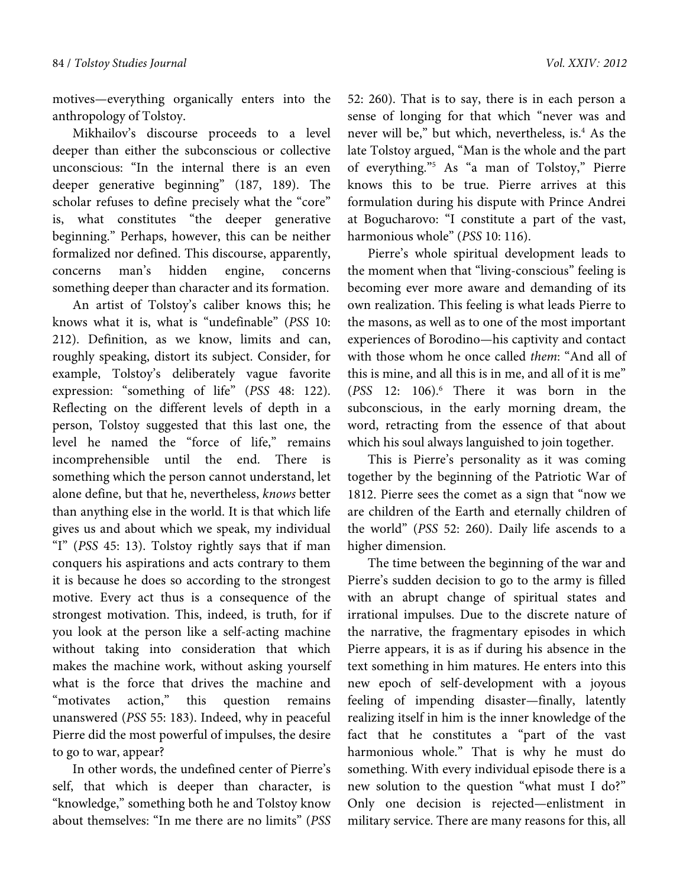motives—everything organically enters into the anthropology of Tolstoy.

Mikhailov's discourse proceeds to a level deeper than either the subconscious or collective unconscious: "In the internal there is an even deeper generative beginning" (187, 189). The scholar refuses to define precisely what the "core" is, what constitutes "the deeper generative beginning." Perhaps, however, this can be neither formalized nor defined. This discourse, apparently, concerns man's hidden engine, concerns something deeper than character and its formation.

An artist of Tolstoy's caliber knows this; he knows what it is, what is "undefinable" (*PSS* 10: 212). Definition, as we know, limits and can, roughly speaking, distort its subject. Consider, for example, Tolstoy's deliberately vague favorite expression: "something of life" (*PSS* 48: 122). Reflecting on the different levels of depth in a person, Tolstoy suggested that this last one, the level he named the "force of life," remains incomprehensible until the end. There is something which the person cannot understand, let alone define, but that he, nevertheless, *knows* better than anything else in the world. It is that which life gives us and about which we speak, my individual "I" (*PSS* 45: 13). Tolstoy rightly says that if man conquers his aspirations and acts contrary to them it is because he does so according to the strongest motive. Every act thus is a consequence of the strongest motivation. This, indeed, is truth, for if you look at the person like a self-acting machine without taking into consideration that which makes the machine work, without asking yourself what is the force that drives the machine and "motivates action," this question remains unanswered (*PSS* 55: 183). Indeed, why in peaceful Pierre did the most powerful of impulses, the desire to go to war, appear?

In other words, the undefined center of Pierre's self, that which is deeper than character, is "knowledge," something both he and Tolstoy know about themselves: "In me there are no limits" (*PSS* 52: 260). That is to say, there is in each person a sense of longing for that which "never was and never will be," but which, nevertheless, is.[4] As the late Tolstoy argued, "Man is the whole and the part of everything."[5] As "a man of Tolstoy," Pierre knows this to be true. Pierre arrives at this formulation during his dispute with Prince Andrei at Bogucharovo: "I constitute a part of the vast, harmonious whole" (*PSS* 10: 116).

Pierre's whole spiritual development leads to the moment when that "living-conscious" feeling is becoming ever more aware and demanding of its own realization. This feeling is what leads Pierre to the masons, as well as to one of the most important experiences of Borodino—his captivity and contact with those whom he once called *them*: "And all of this is mine, and all this is in me, and all of it is me" (*PSS* 12: 106).[6] There it was born in the subconscious, in the early morning dream, the word, retracting from the essence of that about which his soul always languished to join together.

This is Pierre's personality as it was coming together by the beginning of the Patriotic War of 1812. Pierre sees the comet as a sign that "now we are children of the Earth and eternally children of the world" (*PSS* 52: 260). Daily life ascends to a higher dimension.

The time between the beginning of the war and Pierre's sudden decision to go to the army is filled with an abrupt change of spiritual states and irrational impulses. Due to the discrete nature of the narrative, the fragmentary episodes in which Pierre appears, it is as if during his absence in the text something in him matures. He enters into this new epoch of self-development with a joyous feeling of impending disaster—finally, latently realizing itself in him is the inner knowledge of the fact that he constitutes a "part of the vast harmonious whole." That is why he must do something. With every individual episode there is a new solution to the question "what must I do?" Only one decision is rejected—enlistment in military service. There are many reasons for this, all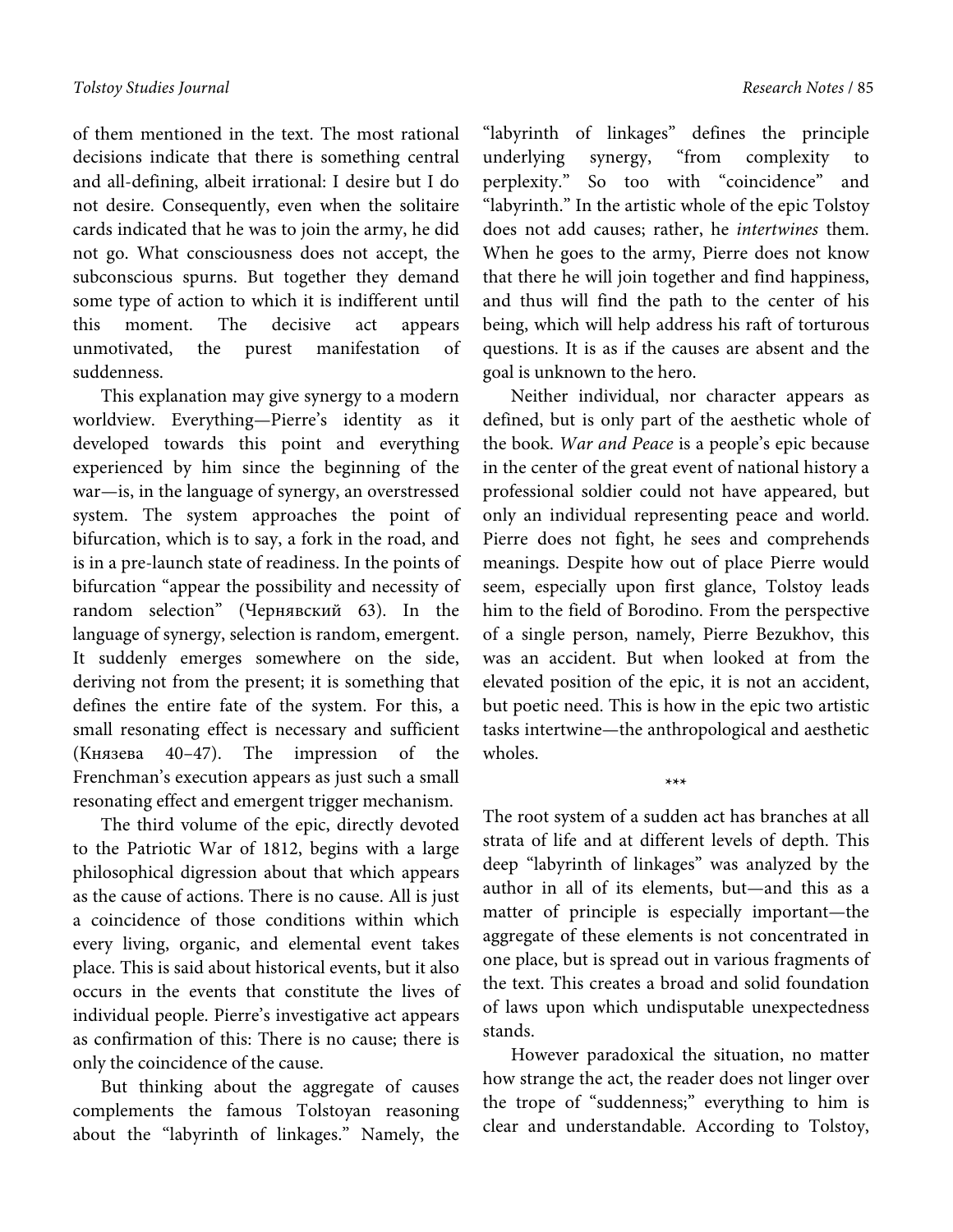of them mentioned in the text. The most rational decisions indicate that there is something central and all-defining, albeit irrational: I desire but I do not desire. Consequently, even when the solitaire cards indicated that he was to join the army, he did not go. What consciousness does not accept, the subconscious spurns. But together they demand some type of action to which it is indifferent until this moment. The decisive act appears unmotivated, the purest manifestation of suddenness.

This explanation may give synergy to a modern worldview. Everything—Pierre's identity as it developed towards this point and everything experienced by him since the beginning of the war—is, in the language of synergy, an overstressed system. The system approaches the point of bifurcation, which is to say, a fork in the road, and is in a pre-launch state of readiness. In the points of bifurcation "appear the possibility and necessity of random selection" (Чернявский 63). In the language of synergy, selection is random, emergent. It suddenly emerges somewhere on the side, deriving not from the present; it is something that defines the entire fate of the system. For this, a small resonating effect is necessary and sufficient (Князева 40–47). The impression of the Frenchman's execution appears as just such a small resonating effect and emergent trigger mechanism.

The third volume of the epic, directly devoted to the Patriotic War of 1812, begins with a large philosophical digression about that which appears as the cause of actions. There is no cause. All is just a coincidence of those conditions within which every living, organic, and elemental event takes place. This is said about historical events, but it also occurs in the events that constitute the lives of individual people. Pierre's investigative act appears as confirmation of this: There is no cause; there is only the coincidence of the cause.

But thinking about the aggregate of causes complements the famous Tolstoyan reasoning about the "labyrinth of linkages." Namely, the "labyrinth of linkages" defines the principle underlying synergy, "from complexity to perplexity." So too with "coincidence" and "labyrinth." In the artistic whole of the epic Tolstoy does not add causes; rather, he *intertwines* them. When he goes to the army, Pierre does not know that there he will join together and find happiness, and thus will find the path to the center of his being, which will help address his raft of torturous questions. It is as if the causes are absent and the goal is unknown to the hero.

Neither individual, nor character appears as defined, but is only part of the aesthetic whole of the book. *War and Peace* is a people's epic because in the center of the great event of national history a professional soldier could not have appeared, but only an individual representing peace and world. Pierre does not fight, he sees and comprehends meanings. Despite how out of place Pierre would seem, especially upon first glance, Tolstoy leads him to the field of Borodino. From the perspective of a single person, namely, Pierre Bezukhov, this was an accident. But when looked at from the elevated position of the epic, it is not an accident, but poetic need. This is how in the epic two artistic tasks intertwine—the anthropological and aesthetic wholes.

\*\*\*

The root system of a sudden act has branches at all strata of life and at different levels of depth. This deep "labyrinth of linkages" was analyzed by the author in all of its elements, but—and this as a matter of principle is especially important—the aggregate of these elements is not concentrated in one place, but is spread out in various fragments of the text. This creates a broad and solid foundation of laws upon which undisputable unexpectedness stands.

However paradoxical the situation, no matter how strange the act, the reader does not linger over the trope of "suddenness;" everything to him is clear and understandable. According to Tolstoy,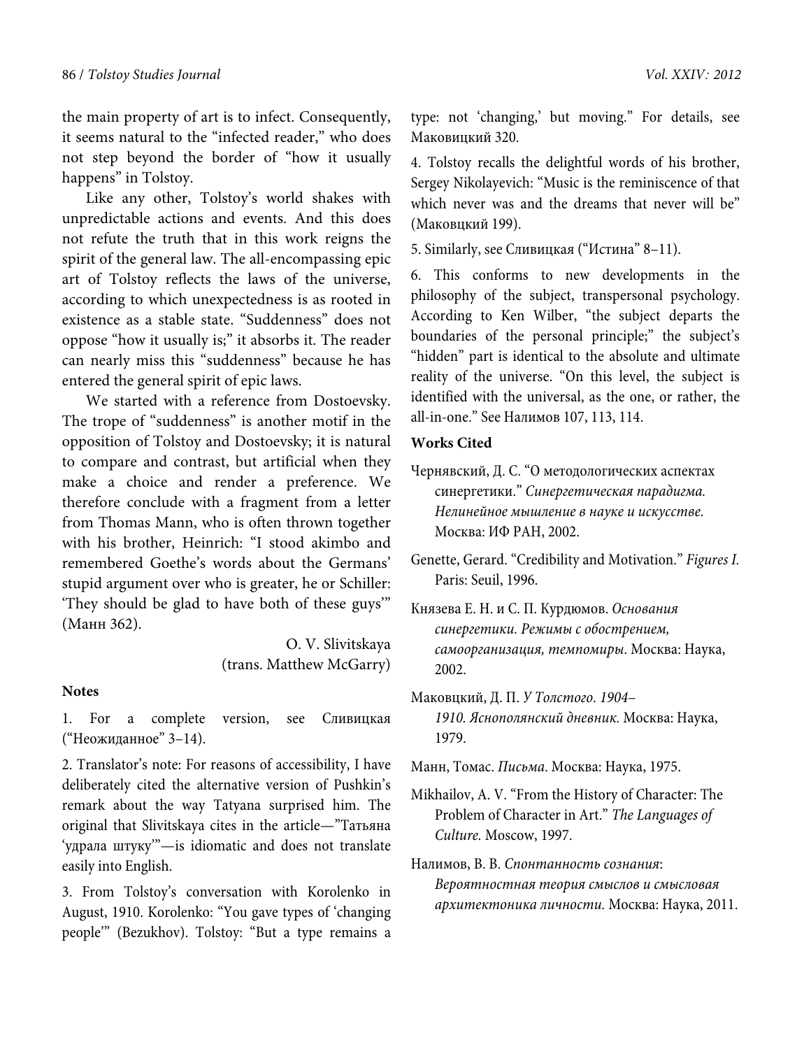the main property of art is to infect. Consequently, it seems natural to the "infected reader," who does not step beyond the border of "how it usually happens" in Tolstoy.

Like any other, Tolstoy's world shakes with unpredictable actions and events. And this does not refute the truth that in this work reigns the spirit of the general law. The all-encompassing epic art of Tolstoy reflects the laws of the universe, according to which unexpectedness is as rooted in existence as a stable state. "Suddenness" does not oppose "how it usually is;" it absorbs it. The reader can nearly miss this "suddenness" because he has entered the general spirit of epic laws.

We started with a reference from Dostoevsky. The trope of "suddenness" is another motif in the opposition of Tolstoy and Dostoevsky; it is natural to compare and contrast, but artificial when they make a choice and render a preference. We therefore conclude with a fragment from a letter from Thomas Mann, who is often thrown together with his brother, Heinrich: "I stood akimbo and remembered Goethe's words about the Germans' stupid argument over who is greater, he or Schiller: 'They should be glad to have both of these guys'" (Манн 362).

O. V. Slivitskaya
(trans. Matthew McGarry)

**Notes**

1. For a complete version, see Сливицкая ("Неожиданное" 3–14).

2. Translator's note: For reasons of accessibility, I have deliberately cited the alternative version of Pushkin's remark about the way Tatyana surprised him. The original that Slivitskaya cites in the article—"Татьяна 'удрала штуку'"—is idiomatic and does not translate easily into English.

3. From Tolstoy's conversation with Korolenko in August, 1910. Korolenko: "You gave types of 'changing people'" (Bezukhov). Tolstoy: "But a type remains a type: not 'changing,' but moving." For details, see Маковицкий 320.

4. Tolstoy recalls the delightful words of his brother, Sergey Nikolayevich: "Music is the reminiscence of that which never was and the dreams that never will be" (Маковцкий 199).

5. Similarly, see Сливицкая ("Истина" 8–11).

6. This conforms to new developments in the philosophy of the subject, transpersonal psychology. According to Ken Wilber, "the subject departs the boundaries of the personal principle;" the subject's "hidden" part is identical to the absolute and ultimate reality of the universe. "On this level, the subject is identified with the universal, as the one, or rather, the all-in-one." See Налимов 107, 113, 114.

**Works Cited**

Чернявский, Д. С. "О методологических аспектах синергетики." *Синергетическая парадигма. Нелинейное мышление в науке и искусстве.* Москва: ИФ РАН, 2002.

Genette, Gerard. "Credibility and Motivation." *Figures I.* Paris: Seuil, 1996.

Князева Е. Н. и С. П. Курдюмов. *Основания синергетики. Режимы с обострением, самоорганизация, темпомиры.* Москва: Наука, 2002.

Маковцкий, Д. П. *У Толстого. 1904–1910. Яснополянский дневник.* Москва: Наука, 1979.

Манн, Томас. *Письма.* Москва: Наука, 1975.

Mikhailov, A. V. "From the History of Character: The Problem of Character in Art." *The Languages of Culture.* Moscow, 1997.

Налимов, В. В. *Спонтанность сознания: Вероятностная теория смыслов и смысловая архитектоника личности.* Москва: Наука, 2011.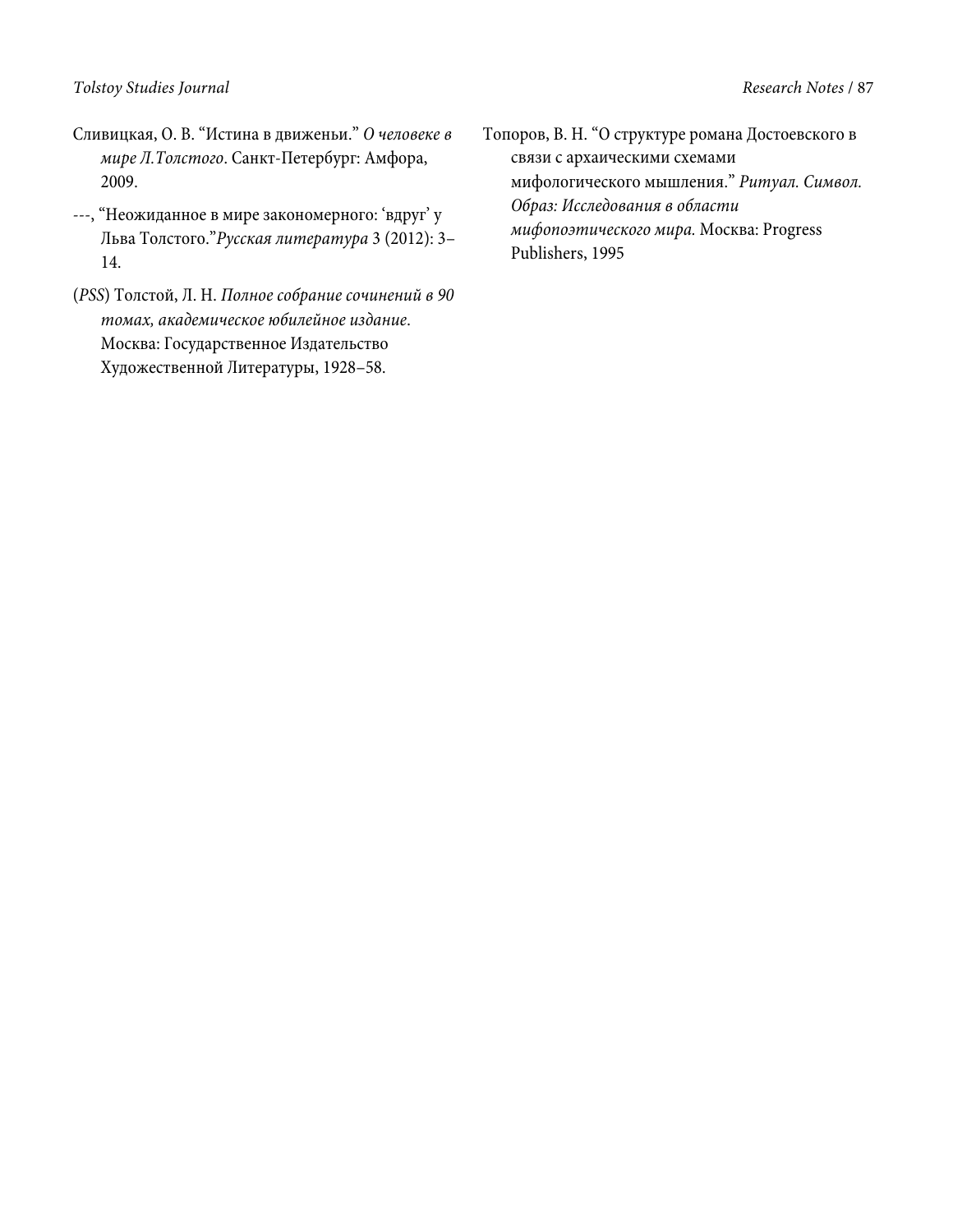Сливицкая, О. В. "Истина в движеньи." *О человеке в мире Л.Толстого*. Санкт-Петербург: Амфора, 2009.

---, "Неожиданное в мире закономерного: 'вдруг' у Льва Толстого."*Русская литература* 3 (2012): 3–14.

(*PSS*) Толстой, Л. Н. *Полное собрание сочинений в 90 томах, академическое юбилейное издание*. Москва: Государственное Издательство Художественной Литературы, 1928–58.

Топоров, В. Н. "О структуре романа Достоевского в связи с архаическими схемами мифологического мышления." *Ритуал. Символ. Образ: Исследования в области мифопоэтического мира.* Москва: Progress Publishers, 1995